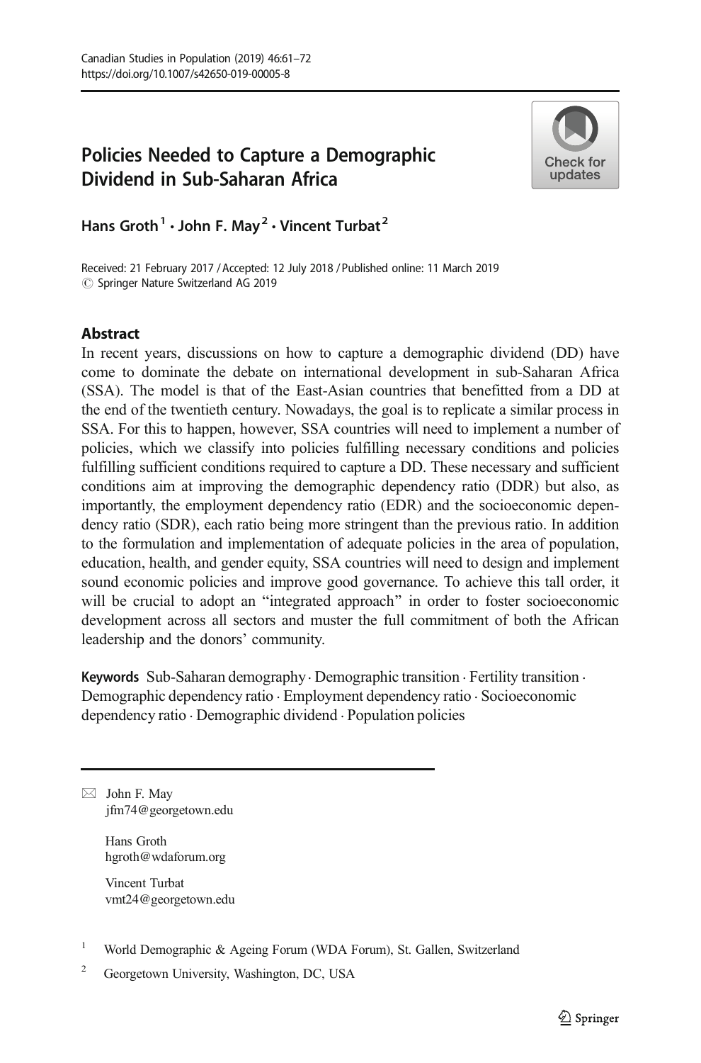# Policies Needed to Capture a Demographic Dividend in Sub-Saharan Africa

Hans Groth[1] · John F. May[2] · Vincent Turbat[2]

Received: 21 February 2017 / Accepted: 12 July 2018 / Published online: 11 March 2019
© Springer Nature Switzerland AG 2019

## Abstract

In recent years, discussions on how to capture a demographic dividend (DD) have come to dominate the debate on international development in sub-Saharan Africa (SSA). The model is that of the East-Asian countries that benefitted from a DD at the end of the twentieth century. Nowadays, the goal is to replicate a similar process in SSA. For this to happen, however, SSA countries will need to implement a number of policies, which we classify into policies fulfilling necessary conditions and policies fulfilling sufficient conditions required to capture a DD. These necessary and sufficient conditions aim at improving the demographic dependency ratio (DDR) but also, as importantly, the employment dependency ratio (EDR) and the socioeconomic dependency ratio (SDR), each ratio being more stringent than the previous ratio. In addition to the formulation and implementation of adequate policies in the area of population, education, health, and gender equity, SSA countries will need to design and implement sound economic policies and improve good governance. To achieve this tall order, it will be crucial to adopt an "integrated approach" in order to foster socioeconomic development across all sectors and muster the full commitment of both the African leadership and the donors' community.

**Keywords** Sub-Saharan demography · Demographic transition · Fertility transition · Demographic dependency ratio · Employment dependency ratio · Socioeconomic dependency ratio · Demographic dividend · Population policies

---

✉ John F. May
jfm74@georgetown.edu

Hans Groth
hgroth@wdaforum.org

Vincent Turbat
vmt24@georgetown.edu

[1] World Demographic & Ageing Forum (WDA Forum), St. Gallen, Switzerland

[2] Georgetown University, Washington, DC, USA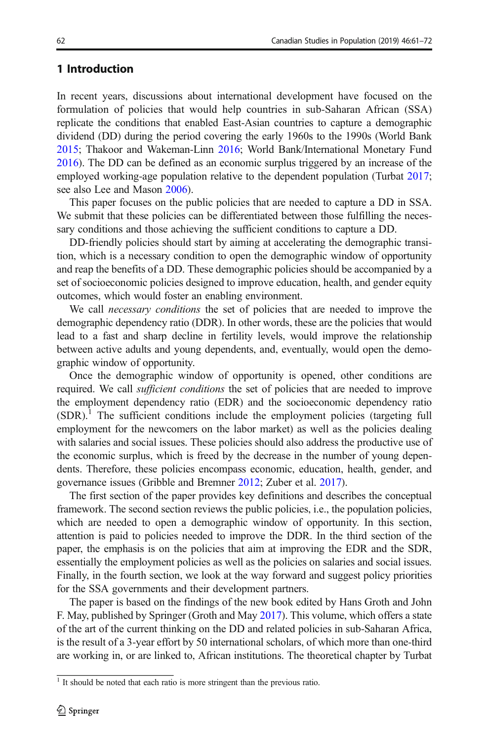## 1 Introduction

In recent years, discussions about international development have focused on the formulation of policies that would help countries in sub-Saharan African (SSA) replicate the conditions that enabled East-Asian countries to capture a demographic dividend (DD) during the period covering the early 1960s to the 1990s (World Bank 2015; Thakoor and Wakeman-Linn 2016; World Bank/International Monetary Fund 2016). The DD can be defined as an economic surplus triggered by an increase of the employed working-age population relative to the dependent population (Turbat 2017; see also Lee and Mason 2006).

This paper focuses on the public policies that are needed to capture a DD in SSA. We submit that these policies can be differentiated between those fulfilling the necessary conditions and those achieving the sufficient conditions to capture a DD.

DD-friendly policies should start by aiming at accelerating the demographic transition, which is a necessary condition to open the demographic window of opportunity and reap the benefits of a DD. These demographic policies should be accompanied by a set of socioeconomic policies designed to improve education, health, and gender equity outcomes, which would foster an enabling environment.

We call *necessary conditions* the set of policies that are needed to improve the demographic dependency ratio (DDR). In other words, these are the policies that would lead to a fast and sharp decline in fertility levels, would improve the relationship between active adults and young dependents, and, eventually, would open the demographic window of opportunity.

Once the demographic window of opportunity is opened, other conditions are required. We call *sufficient conditions* the set of policies that are needed to improve the employment dependency ratio (EDR) and the socioeconomic dependency ratio (SDR).[1] The sufficient conditions include the employment policies (targeting full employment for the newcomers on the labor market) as well as the policies dealing with salaries and social issues. These policies should also address the productive use of the economic surplus, which is freed by the decrease in the number of young dependents. Therefore, these policies encompass economic, education, health, gender, and governance issues (Gribble and Bremner 2012; Zuber et al. 2017).

The first section of the paper provides key definitions and describes the conceptual framework. The second section reviews the public policies, i.e., the population policies, which are needed to open a demographic window of opportunity. In this section, attention is paid to policies needed to improve the DDR. In the third section of the paper, the emphasis is on the policies that aim at improving the EDR and the SDR, essentially the employment policies as well as the policies on salaries and social issues. Finally, in the fourth section, we look at the way forward and suggest policy priorities for the SSA governments and their development partners.

The paper is based on the findings of the new book edited by Hans Groth and John F. May, published by Springer (Groth and May 2017). This volume, which offers a state of the art of the current thinking on the DD and related policies in sub-Saharan Africa, is the result of a 3-year effort by 50 international scholars, of which more than one-third are working in, or are linked to, African institutions. The theoretical chapter by Turbat

[1] It should be noted that each ratio is more stringent than the previous ratio.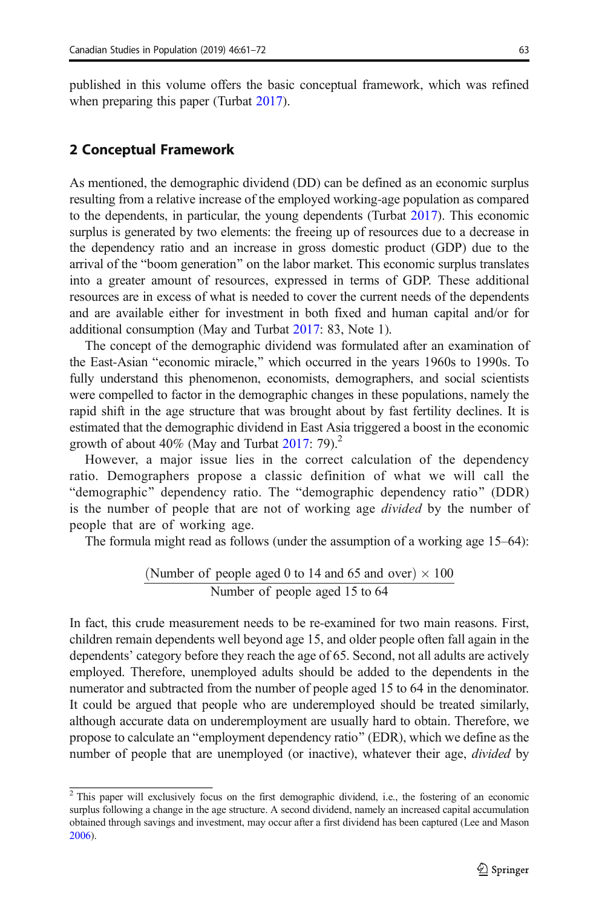published in this volume offers the basic conceptual framework, which was refined when preparing this paper (Turbat 2017).

## 2 Conceptual Framework

As mentioned, the demographic dividend (DD) can be defined as an economic surplus resulting from a relative increase of the employed working-age population as compared to the dependents, in particular, the young dependents (Turbat 2017). This economic surplus is generated by two elements: the freeing up of resources due to a decrease in the dependency ratio and an increase in gross domestic product (GDP) due to the arrival of the "boom generation" on the labor market. This economic surplus translates into a greater amount of resources, expressed in terms of GDP. These additional resources are in excess of what is needed to cover the current needs of the dependents and are available either for investment in both fixed and human capital and/or for additional consumption (May and Turbat 2017: 83, Note 1).

The concept of the demographic dividend was formulated after an examination of the East-Asian "economic miracle," which occurred in the years 1960s to 1990s. To fully understand this phenomenon, economists, demographers, and social scientists were compelled to factor in the demographic changes in these populations, namely the rapid shift in the age structure that was brought about by fast fertility declines. It is estimated that the demographic dividend in East Asia triggered a boost in the economic growth of about 40% (May and Turbat 2017: 79).[2]

However, a major issue lies in the correct calculation of the dependency ratio. Demographers propose a classic definition of what we will call the "demographic" dependency ratio. The "demographic dependency ratio" (DDR) is the number of people that are not of working age *divided* by the number of people that are of working age.

The formula might read as follows (under the assumption of a working age 15–64):

$$\frac{(\text{Number of people aged 0 to 14 and 65 and over}) \times 100}{\text{Number of people aged 15 to 64}}$$

In fact, this crude measurement needs to be re-examined for two main reasons. First, children remain dependents well beyond age 15, and older people often fall again in the dependents' category before they reach the age of 65. Second, not all adults are actively employed. Therefore, unemployed adults should be added to the dependents in the numerator and subtracted from the number of people aged 15 to 64 in the denominator. It could be argued that people who are underemployed should be treated similarly, although accurate data on underemployment are usually hard to obtain. Therefore, we propose to calculate an "employment dependency ratio" (EDR), which we define as the number of people that are unemployed (or inactive), whatever their age, *divided* by

[2] This paper will exclusively focus on the first demographic dividend, i.e., the fostering of an economic surplus following a change in the age structure. A second dividend, namely an increased capital accumulation obtained through savings and investment, may occur after a first dividend has been captured (Lee and Mason 2006).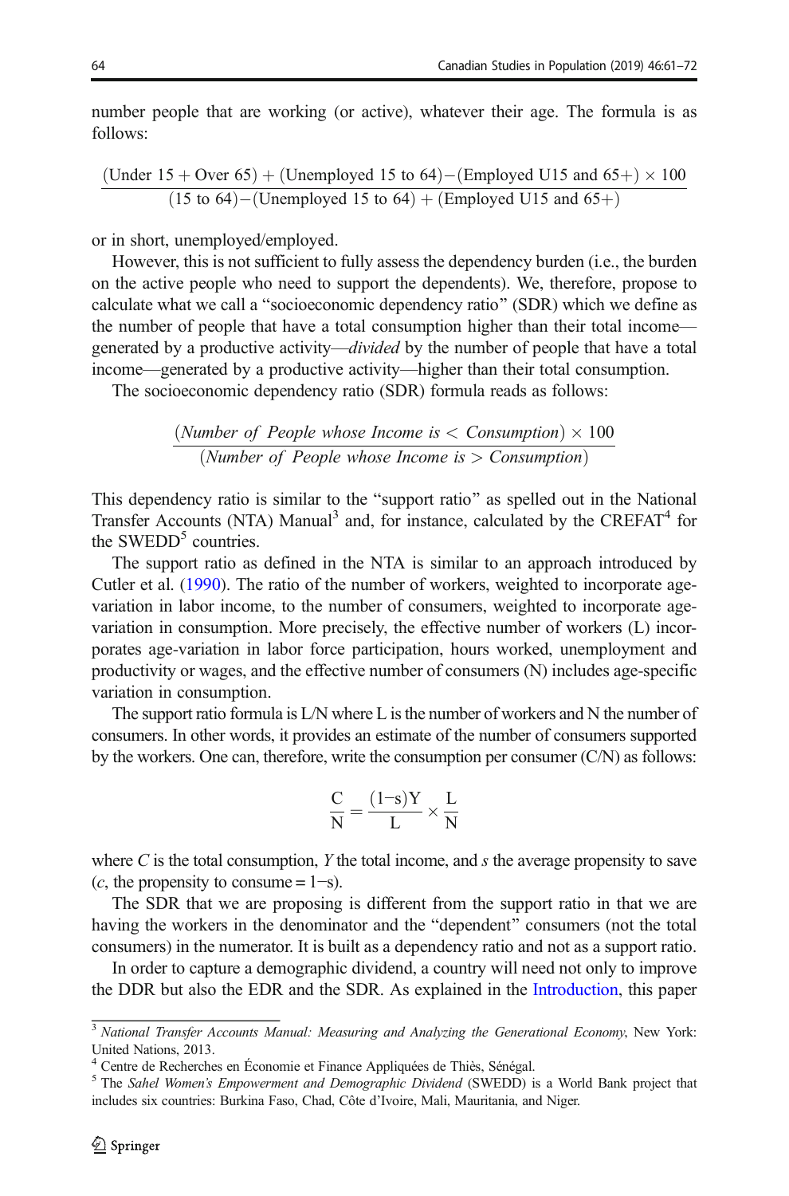number people that are working (or active), whatever their age. The formula is as follows:

$$\frac{(\text{Under 15} + \text{Over 65}) + (\text{Unemployed 15 to 64}) - (\text{Employed U15 and 65+}) \times 100}{(\text{15 to 64}) - (\text{Unemployed 15 to 64}) + (\text{Employed U15 and 65+})}$$

or in short, unemployed/employed.

However, this is not sufficient to fully assess the dependency burden (i.e., the burden on the active people who need to support the dependents). We, therefore, propose to calculate what we call a "socioeconomic dependency ratio" (SDR) which we define as the number of people that have a total consumption higher than their total income—generated by a productive activity—*divided* by the number of people that have a total income—generated by a productive activity—higher than their total consumption.

The socioeconomic dependency ratio (SDR) formula reads as follows:

$$\frac{(\textit{Number of People whose Income is} < \textit{Consumption}) \times 100}{(\textit{Number of People whose Income is} > \textit{Consumption})}$$

This dependency ratio is similar to the "support ratio" as spelled out in the National Transfer Accounts (NTA) Manual[3] and, for instance, calculated by the CREFAT[4] for the SWEDD[5] countries.

The support ratio as defined in the NTA is similar to an approach introduced by Cutler et al. (1990). The ratio of the number of workers, weighted to incorporate age-variation in labor income, to the number of consumers, weighted to incorporate age-variation in consumption. More precisely, the effective number of workers (L) incorporates age-variation in labor force participation, hours worked, unemployment and productivity or wages, and the effective number of consumers (N) includes age-specific variation in consumption.

The support ratio formula is L/N where L is the number of workers and N the number of consumers. In other words, it provides an estimate of the number of consumers supported by the workers. One can, therefore, write the consumption per consumer (C/N) as follows:

$$\frac{\mathrm{C}}{\mathrm{N}} = \frac{(1-\mathrm{s})\mathrm{Y}}{\mathrm{L}} \times \frac{\mathrm{L}}{\mathrm{N}}$$

where $C$ is the total consumption, $Y$ the total income, and $s$ the average propensity to save ($c$, the propensity to consume = 1−s).

The SDR that we are proposing is different from the support ratio in that we are having the workers in the denominator and the "dependent" consumers (not the total consumers) in the numerator. It is built as a dependency ratio and not as a support ratio.

In order to capture a demographic dividend, a country will need not only to improve the DDR but also the EDR and the SDR. As explained in the Introduction, this paper

---

[3] *National Transfer Accounts Manual: Measuring and Analyzing the Generational Economy*, New York: United Nations, 2013.

[4] Centre de Recherches en Économie et Finance Appliquées de Thiès, Sénégal.

[5] The *Sahel Women's Empowerment and Demographic Dividend* (SWEDD) is a World Bank project that includes six countries: Burkina Faso, Chad, Côte d'Ivoire, Mali, Mauritania, and Niger.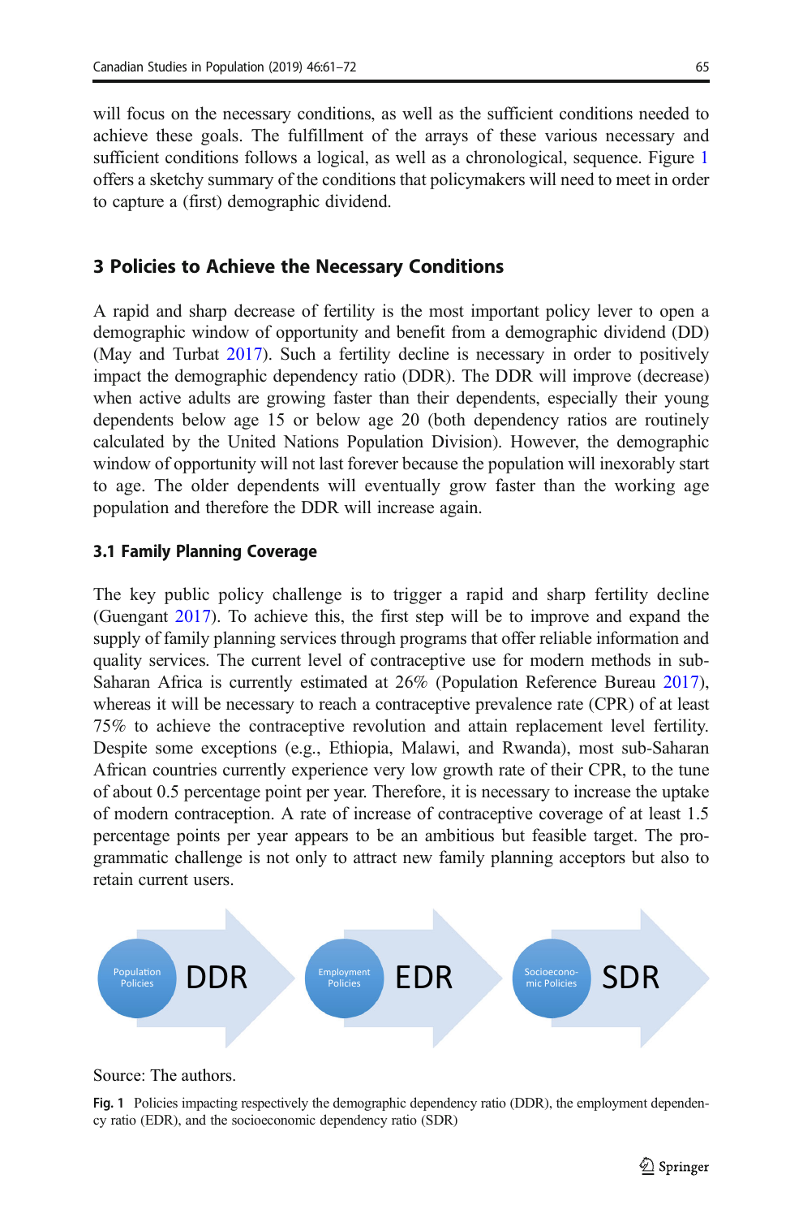will focus on the necessary conditions, as well as the sufficient conditions needed to achieve these goals. The fulfillment of the arrays of these various necessary and sufficient conditions follows a logical, as well as a chronological, sequence. Figure 1 offers a sketchy summary of the conditions that policymakers will need to meet in order to capture a (first) demographic dividend.

## 3 Policies to Achieve the Necessary Conditions

A rapid and sharp decrease of fertility is the most important policy lever to open a demographic window of opportunity and benefit from a demographic dividend (DD) (May and Turbat 2017). Such a fertility decline is necessary in order to positively impact the demographic dependency ratio (DDR). The DDR will improve (decrease) when active adults are growing faster than their dependents, especially their young dependents below age 15 or below age 20 (both dependency ratios are routinely calculated by the United Nations Population Division). However, the demographic window of opportunity will not last forever because the population will inexorably start to age. The older dependents will eventually grow faster than the working age population and therefore the DDR will increase again.

### 3.1 Family Planning Coverage

The key public policy challenge is to trigger a rapid and sharp fertility decline (Guengant 2017). To achieve this, the first step will be to improve and expand the supply of family planning services through programs that offer reliable information and quality services. The current level of contraceptive use for modern methods in sub-Saharan Africa is currently estimated at 26% (Population Reference Bureau 2017), whereas it will be necessary to reach a contraceptive prevalence rate (CPR) of at least 75% to achieve the contraceptive revolution and attain replacement level fertility. Despite some exceptions (e.g., Ethiopia, Malawi, and Rwanda), most sub-Saharan African countries currently experience very low growth rate of their CPR, to the tune of about 0.5 percentage point per year. Therefore, it is necessary to increase the uptake of modern contraception. A rate of increase of contraceptive coverage of at least 1.5 percentage points per year appears to be an ambitious but feasible target. The programmatic challenge is not only to attract new family planning acceptors but also to retain current users.

Population Policies → DDR → Employment Policies → EDR → Socioeconomic Policies → SDR

Source: The authors.

Fig. 1 Policies impacting respectively the demographic dependency ratio (DDR), the employment dependency ratio (EDR), and the socioeconomic dependency ratio (SDR)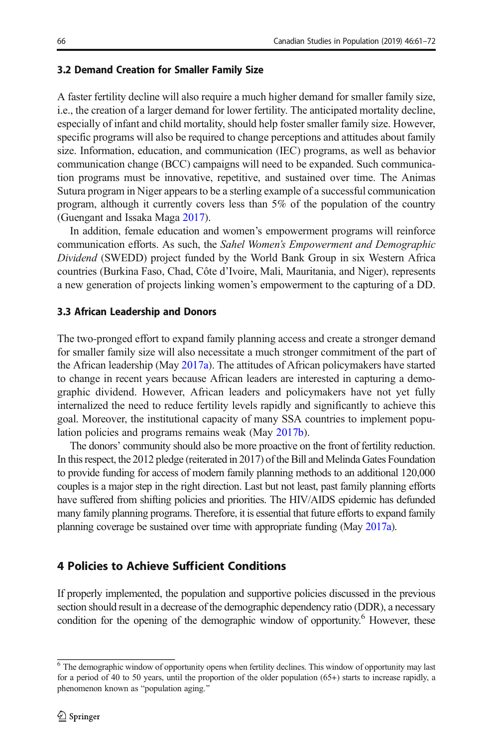### 3.2 Demand Creation for Smaller Family Size

A faster fertility decline will also require a much higher demand for smaller family size, i.e., the creation of a larger demand for lower fertility. The anticipated mortality decline, especially of infant and child mortality, should help foster smaller family size. However, specific programs will also be required to change perceptions and attitudes about family size. Information, education, and communication (IEC) programs, as well as behavior communication change (BCC) campaigns will need to be expanded. Such communication programs must be innovative, repetitive, and sustained over time. The Animas Sutura program in Niger appears to be a sterling example of a successful communication program, although it currently covers less than 5% of the population of the country (Guengant and Issaka Maga 2017).

In addition, female education and women's empowerment programs will reinforce communication efforts. As such, the *Sahel Women's Empowerment and Demographic Dividend* (SWEDD) project funded by the World Bank Group in six Western Africa countries (Burkina Faso, Chad, Côte d'Ivoire, Mali, Mauritania, and Niger), represents a new generation of projects linking women's empowerment to the capturing of a DD.

### 3.3 African Leadership and Donors

The two-pronged effort to expand family planning access and create a stronger demand for smaller family size will also necessitate a much stronger commitment of the part of the African leadership (May 2017a). The attitudes of African policymakers have started to change in recent years because African leaders are interested in capturing a demographic dividend. However, African leaders and policymakers have not yet fully internalized the need to reduce fertility levels rapidly and significantly to achieve this goal. Moreover, the institutional capacity of many SSA countries to implement population policies and programs remains weak (May 2017b).

The donors' community should also be more proactive on the front of fertility reduction. In this respect, the 2012 pledge (reiterated in 2017) of the Bill and Melinda Gates Foundation to provide funding for access of modern family planning methods to an additional 120,000 couples is a major step in the right direction. Last but not least, past family planning efforts have suffered from shifting policies and priorities. The HIV/AIDS epidemic has defunded many family planning programs. Therefore, it is essential that future efforts to expand family planning coverage be sustained over time with appropriate funding (May 2017a).

## 4 Policies to Achieve Sufficient Conditions

If properly implemented, the population and supportive policies discussed in the previous section should result in a decrease of the demographic dependency ratio (DDR), a necessary condition for the opening of the demographic window of opportunity.[6] However, these

[6] The demographic window of opportunity opens when fertility declines. This window of opportunity may last for a period of 40 to 50 years, until the proportion of the older population (65+) starts to increase rapidly, a phenomenon known as "population aging."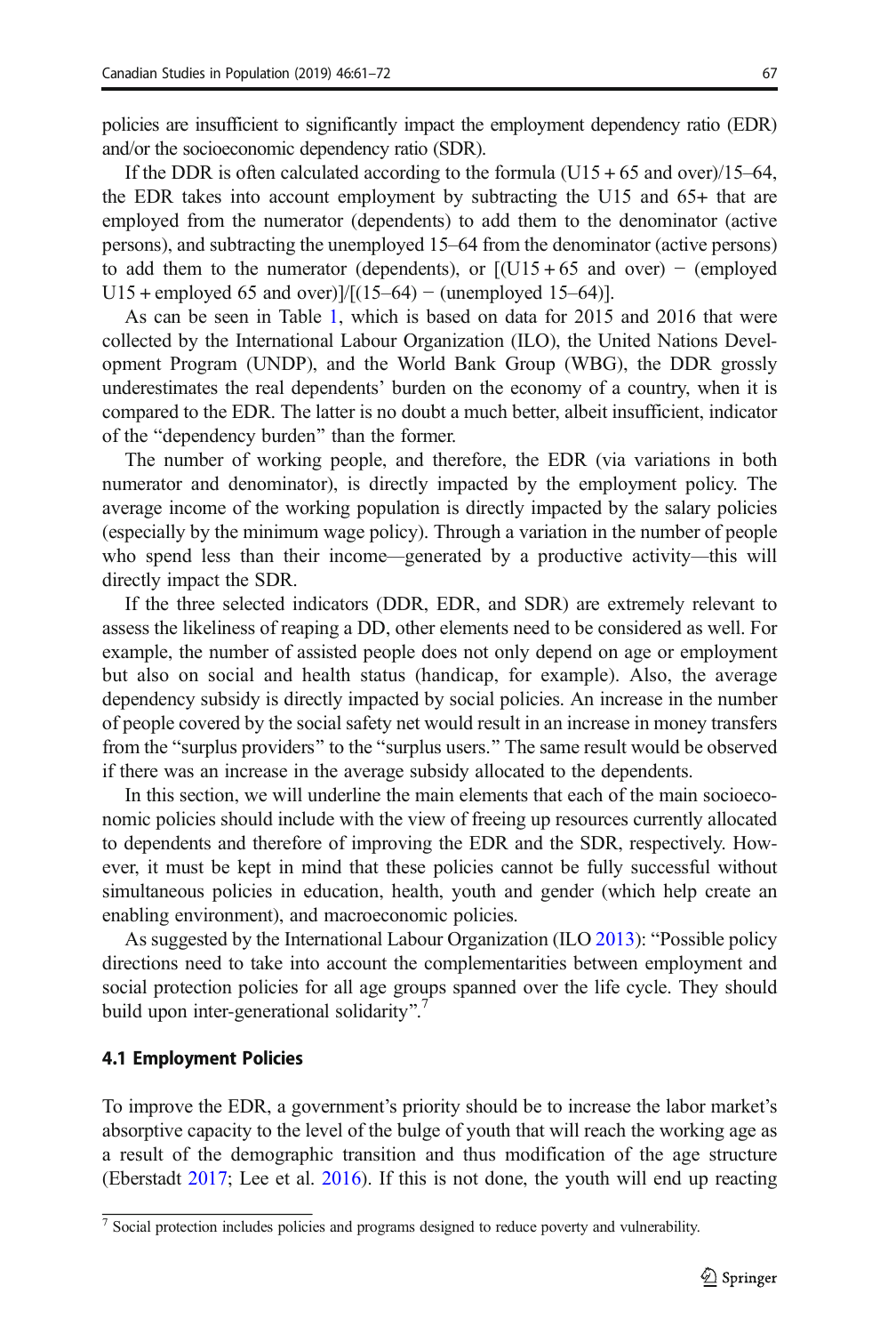policies are insufficient to significantly impact the employment dependency ratio (EDR) and/or the socioeconomic dependency ratio (SDR).

If the DDR is often calculated according to the formula (U15 + 65 and over)/15–64, the EDR takes into account employment by subtracting the U15 and 65+ that are employed from the numerator (dependents) to add them to the denominator (active persons), and subtracting the unemployed 15–64 from the denominator (active persons) to add them to the numerator (dependents), or [(U15 + 65 and over) − (employed U15 + employed 65 and over)]/[(15–64) − (unemployed 15–64)].

As can be seen in Table 1, which is based on data for 2015 and 2016 that were collected by the International Labour Organization (ILO), the United Nations Development Program (UNDP), and the World Bank Group (WBG), the DDR grossly underestimates the real dependents' burden on the economy of a country, when it is compared to the EDR. The latter is no doubt a much better, albeit insufficient, indicator of the "dependency burden" than the former.

The number of working people, and therefore, the EDR (via variations in both numerator and denominator), is directly impacted by the employment policy. The average income of the working population is directly impacted by the salary policies (especially by the minimum wage policy). Through a variation in the number of people who spend less than their income—generated by a productive activity—this will directly impact the SDR.

If the three selected indicators (DDR, EDR, and SDR) are extremely relevant to assess the likeliness of reaping a DD, other elements need to be considered as well. For example, the number of assisted people does not only depend on age or employment but also on social and health status (handicap, for example). Also, the average dependency subsidy is directly impacted by social policies. An increase in the number of people covered by the social safety net would result in an increase in money transfers from the "surplus providers" to the "surplus users." The same result would be observed if there was an increase in the average subsidy allocated to the dependents.

In this section, we will underline the main elements that each of the main socioeconomic policies should include with the view of freeing up resources currently allocated to dependents and therefore of improving the EDR and the SDR, respectively. However, it must be kept in mind that these policies cannot be fully successful without simultaneous policies in education, health, youth and gender (which help create an enabling environment), and macroeconomic policies.

As suggested by the International Labour Organization (ILO 2013): "Possible policy directions need to take into account the complementarities between employment and social protection policies for all age groups spanned over the life cycle. They should build upon inter-generational solidarity".[7]

### 4.1 Employment Policies

To improve the EDR, a government's priority should be to increase the labor market's absorptive capacity to the level of the bulge of youth that will reach the working age as a result of the demographic transition and thus modification of the age structure (Eberstadt 2017; Lee et al. 2016). If this is not done, the youth will end up reacting

[7] Social protection includes policies and programs designed to reduce poverty and vulnerability.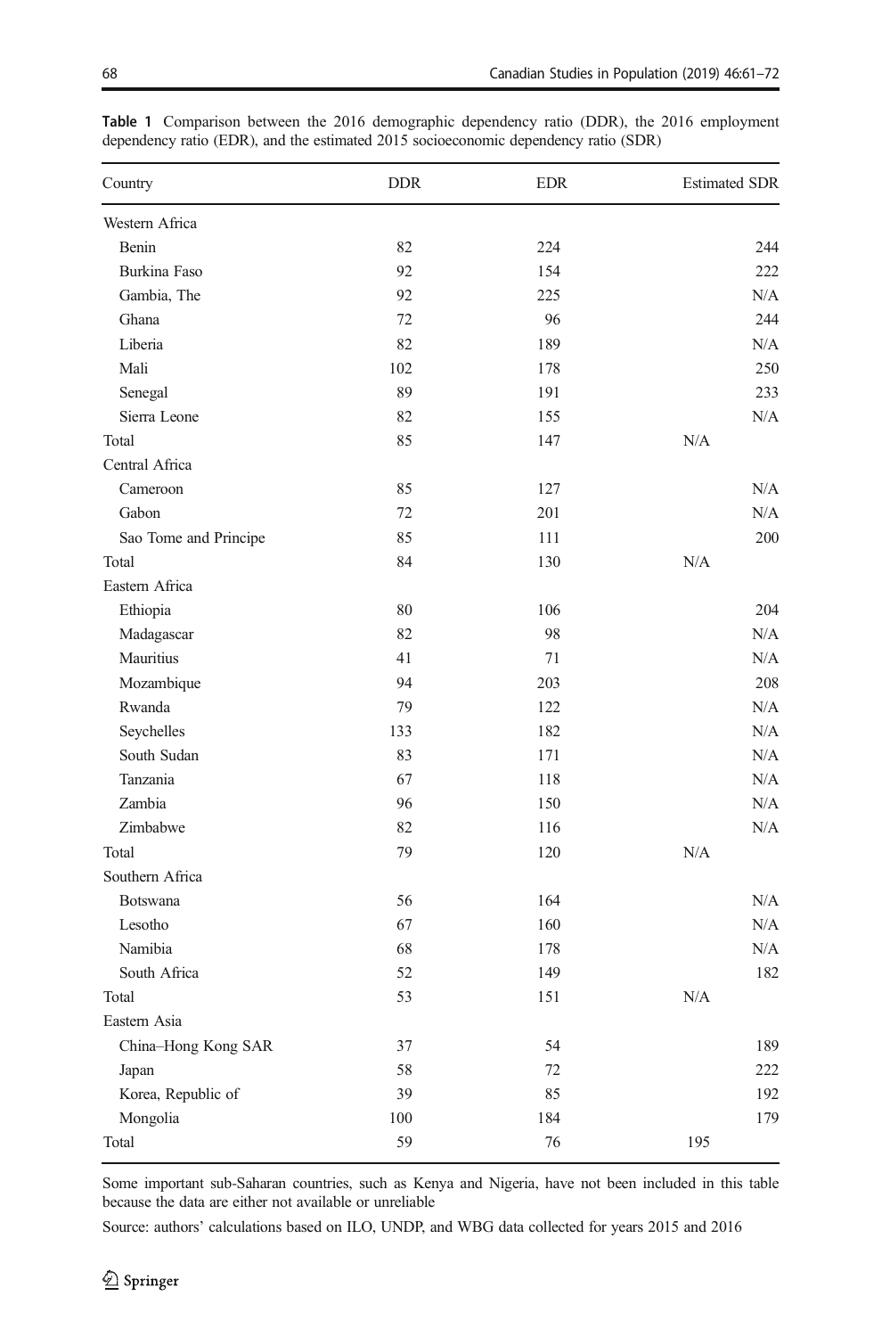**Table 1** Comparison between the 2016 demographic dependency ratio (DDR), the 2016 employment dependency ratio (EDR), and the estimated 2015 socioeconomic dependency ratio (SDR)

| Country | DDR | EDR | Estimated SDR |
|---|---|---|---|
| Western Africa | | | |
| Benin | 82 | 224 | 244 |
| Burkina Faso | 92 | 154 | 222 |
| Gambia, The | 92 | 225 | N/A |
| Ghana | 72 | 96 | 244 |
| Liberia | 82 | 189 | N/A |
| Mali | 102 | 178 | 250 |
| Senegal | 89 | 191 | 233 |
| Sierra Leone | 82 | 155 | N/A |
| Total | 85 | 147 | N/A |
| Central Africa | | | |
| Cameroon | 85 | 127 | N/A |
| Gabon | 72 | 201 | N/A |
| Sao Tome and Principe | 85 | 111 | 200 |
| Total | 84 | 130 | N/A |
| Eastern Africa | | | |
| Ethiopia | 80 | 106 | 204 |
| Madagascar | 82 | 98 | N/A |
| Mauritius | 41 | 71 | N/A |
| Mozambique | 94 | 203 | 208 |
| Rwanda | 79 | 122 | N/A |
| Seychelles | 133 | 182 | N/A |
| South Sudan | 83 | 171 | N/A |
| Tanzania | 67 | 118 | N/A |
| Zambia | 96 | 150 | N/A |
| Zimbabwe | 82 | 116 | N/A |
| Total | 79 | 120 | N/A |
| Southern Africa | | | |
| Botswana | 56 | 164 | N/A |
| Lesotho | 67 | 160 | N/A |
| Namibia | 68 | 178 | N/A |
| South Africa | 52 | 149 | 182 |
| Total | 53 | 151 | N/A |
| Eastern Asia | | | |
| China–Hong Kong SAR | 37 | 54 | 189 |
| Japan | 58 | 72 | 222 |
| Korea, Republic of | 39 | 85 | 192 |
| Mongolia | 100 | 184 | 179 |
| Total | 59 | 76 | 195 |

Some important sub-Saharan countries, such as Kenya and Nigeria, have not been included in this table because the data are either not available or unreliable

Source: authors' calculations based on ILO, UNDP, and WBG data collected for years 2015 and 2016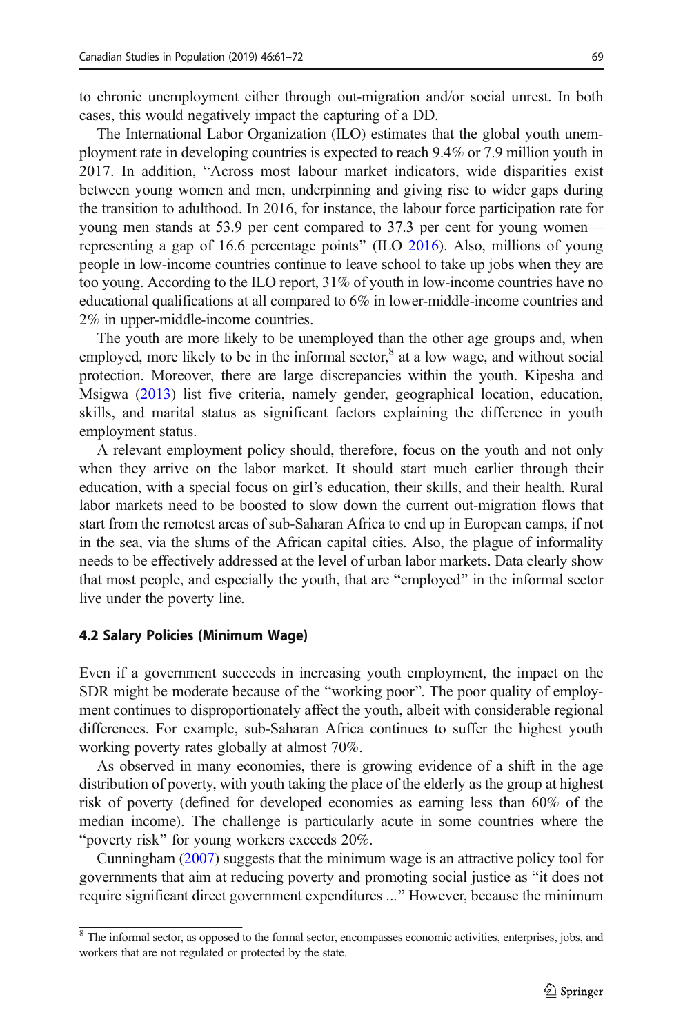to chronic unemployment either through out-migration and/or social unrest. In both cases, this would negatively impact the capturing of a DD.

The International Labor Organization (ILO) estimates that the global youth unemployment rate in developing countries is expected to reach 9.4% or 7.9 million youth in 2017. In addition, "Across most labour market indicators, wide disparities exist between young women and men, underpinning and giving rise to wider gaps during the transition to adulthood. In 2016, for instance, the labour force participation rate for young men stands at 53.9 per cent compared to 37.3 per cent for young women—representing a gap of 16.6 percentage points" (ILO 2016). Also, millions of young people in low-income countries continue to leave school to take up jobs when they are too young. According to the ILO report, 31% of youth in low-income countries have no educational qualifications at all compared to 6% in lower-middle-income countries and 2% in upper-middle-income countries.

The youth are more likely to be unemployed than the other age groups and, when employed, more likely to be in the informal sector,[8] at a low wage, and without social protection. Moreover, there are large discrepancies within the youth. Kipesha and Msigwa (2013) list five criteria, namely gender, geographical location, education, skills, and marital status as significant factors explaining the difference in youth employment status.

A relevant employment policy should, therefore, focus on the youth and not only when they arrive on the labor market. It should start much earlier through their education, with a special focus on girl's education, their skills, and their health. Rural labor markets need to be boosted to slow down the current out-migration flows that start from the remotest areas of sub-Saharan Africa to end up in European camps, if not in the sea, via the slums of the African capital cities. Also, the plague of informality needs to be effectively addressed at the level of urban labor markets. Data clearly show that most people, and especially the youth, that are "employed" in the informal sector live under the poverty line.

### 4.2 Salary Policies (Minimum Wage)

Even if a government succeeds in increasing youth employment, the impact on the SDR might be moderate because of the "working poor". The poor quality of employment continues to disproportionately affect the youth, albeit with considerable regional differences. For example, sub-Saharan Africa continues to suffer the highest youth working poverty rates globally at almost 70%.

As observed in many economies, there is growing evidence of a shift in the age distribution of poverty, with youth taking the place of the elderly as the group at highest risk of poverty (defined for developed economies as earning less than 60% of the median income). The challenge is particularly acute in some countries where the "poverty risk" for young workers exceeds 20%.

Cunningham (2007) suggests that the minimum wage is an attractive policy tool for governments that aim at reducing poverty and promoting social justice as "it does not require significant direct government expenditures ..." However, because the minimum

[8] The informal sector, as opposed to the formal sector, encompasses economic activities, enterprises, jobs, and workers that are not regulated or protected by the state.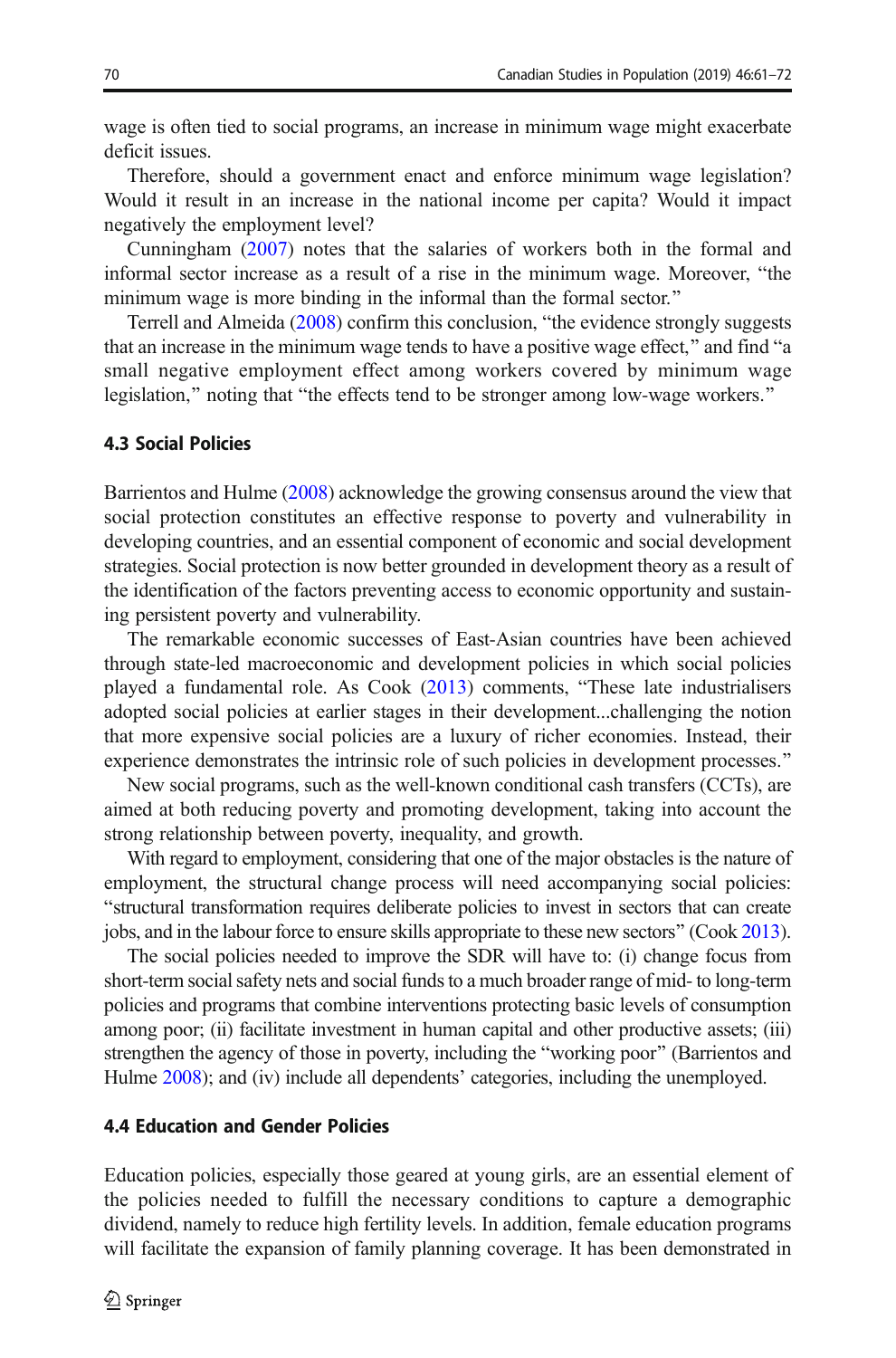wage is often tied to social programs, an increase in minimum wage might exacerbate deficit issues.

Therefore, should a government enact and enforce minimum wage legislation? Would it result in an increase in the national income per capita? Would it impact negatively the employment level?

Cunningham (2007) notes that the salaries of workers both in the formal and informal sector increase as a result of a rise in the minimum wage. Moreover, "the minimum wage is more binding in the informal than the formal sector."

Terrell and Almeida (2008) confirm this conclusion, "the evidence strongly suggests that an increase in the minimum wage tends to have a positive wage effect," and find "a small negative employment effect among workers covered by minimum wage legislation," noting that "the effects tend to be stronger among low-wage workers."

### 4.3 Social Policies

Barrientos and Hulme (2008) acknowledge the growing consensus around the view that social protection constitutes an effective response to poverty and vulnerability in developing countries, and an essential component of economic and social development strategies. Social protection is now better grounded in development theory as a result of the identification of the factors preventing access to economic opportunity and sustaining persistent poverty and vulnerability.

The remarkable economic successes of East-Asian countries have been achieved through state-led macroeconomic and development policies in which social policies played a fundamental role. As Cook (2013) comments, "These late industrialisers adopted social policies at earlier stages in their development...challenging the notion that more expensive social policies are a luxury of richer economies. Instead, their experience demonstrates the intrinsic role of such policies in development processes."

New social programs, such as the well-known conditional cash transfers (CCTs), are aimed at both reducing poverty and promoting development, taking into account the strong relationship between poverty, inequality, and growth.

With regard to employment, considering that one of the major obstacles is the nature of employment, the structural change process will need accompanying social policies: "structural transformation requires deliberate policies to invest in sectors that can create jobs, and in the labour force to ensure skills appropriate to these new sectors" (Cook 2013).

The social policies needed to improve the SDR will have to: (i) change focus from short-term social safety nets and social funds to a much broader range of mid- to long-term policies and programs that combine interventions protecting basic levels of consumption among poor; (ii) facilitate investment in human capital and other productive assets; (iii) strengthen the agency of those in poverty, including the "working poor" (Barrientos and Hulme 2008); and (iv) include all dependents' categories, including the unemployed.

### 4.4 Education and Gender Policies

Education policies, especially those geared at young girls, are an essential element of the policies needed to fulfill the necessary conditions to capture a demographic dividend, namely to reduce high fertility levels. In addition, female education programs will facilitate the expansion of family planning coverage. It has been demonstrated in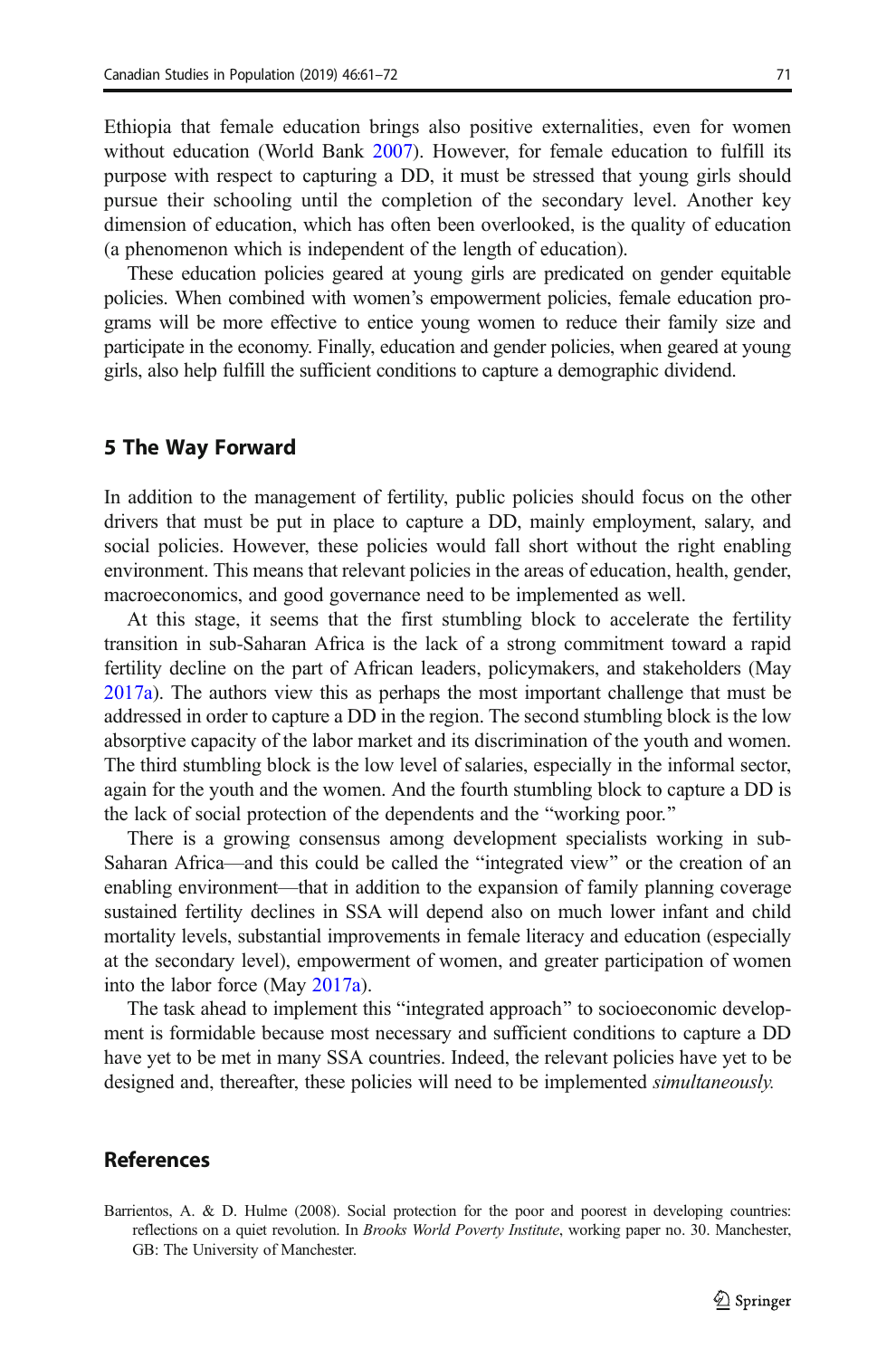Ethiopia that female education brings also positive externalities, even for women without education (World Bank 2007). However, for female education to fulfill its purpose with respect to capturing a DD, it must be stressed that young girls should pursue their schooling until the completion of the secondary level. Another key dimension of education, which has often been overlooked, is the quality of education (a phenomenon which is independent of the length of education).

These education policies geared at young girls are predicated on gender equitable policies. When combined with women's empowerment policies, female education programs will be more effective to entice young women to reduce their family size and participate in the economy. Finally, education and gender policies, when geared at young girls, also help fulfill the sufficient conditions to capture a demographic dividend.

## 5 The Way Forward

In addition to the management of fertility, public policies should focus on the other drivers that must be put in place to capture a DD, mainly employment, salary, and social policies. However, these policies would fall short without the right enabling environment. This means that relevant policies in the areas of education, health, gender, macroeconomics, and good governance need to be implemented as well.

At this stage, it seems that the first stumbling block to accelerate the fertility transition in sub-Saharan Africa is the lack of a strong commitment toward a rapid fertility decline on the part of African leaders, policymakers, and stakeholders (May 2017a). The authors view this as perhaps the most important challenge that must be addressed in order to capture a DD in the region. The second stumbling block is the low absorptive capacity of the labor market and its discrimination of the youth and women. The third stumbling block is the low level of salaries, especially in the informal sector, again for the youth and the women. And the fourth stumbling block to capture a DD is the lack of social protection of the dependents and the "working poor."

There is a growing consensus among development specialists working in sub-Saharan Africa—and this could be called the "integrated view" or the creation of an enabling environment—that in addition to the expansion of family planning coverage sustained fertility declines in SSA will depend also on much lower infant and child mortality levels, substantial improvements in female literacy and education (especially at the secondary level), empowerment of women, and greater participation of women into the labor force (May 2017a).

The task ahead to implement this "integrated approach" to socioeconomic development is formidable because most necessary and sufficient conditions to capture a DD have yet to be met in many SSA countries. Indeed, the relevant policies have yet to be designed and, thereafter, these policies will need to be implemented *simultaneously.*

## References

Barrientos, A. & D. Hulme (2008). Social protection for the poor and poorest in developing countries: reflections on a quiet revolution. In *Brooks World Poverty Institute*, working paper no. 30. Manchester, GB: The University of Manchester.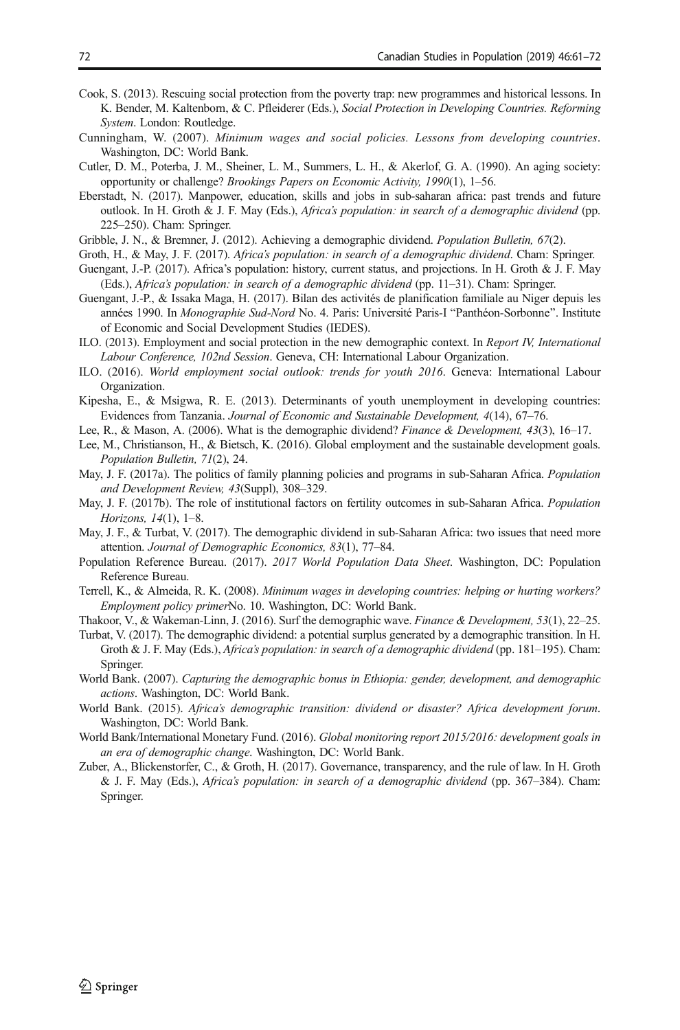Cook, S. (2013). Rescuing social protection from the poverty trap: new programmes and historical lessons. In K. Bender, M. Kaltenborn, & C. Pfleiderer (Eds.), *Social Protection in Developing Countries. Reforming System*. London: Routledge.

Cunningham, W. (2007). *Minimum wages and social policies. Lessons from developing countries*. Washington, DC: World Bank.

Cutler, D. M., Poterba, J. M., Sheiner, L. M., Summers, L. H., & Akerlof, G. A. (1990). An aging society: opportunity or challenge? *Brookings Papers on Economic Activity, 1990*(1), 1–56.

Eberstadt, N. (2017). Manpower, education, skills and jobs in sub-saharan africa: past trends and future outlook. In H. Groth & J. F. May (Eds.), *Africa's population: in search of a demographic dividend* (pp. 225–250). Cham: Springer.

Gribble, J. N., & Bremner, J. (2012). Achieving a demographic dividend. *Population Bulletin, 67*(2).

Groth, H., & May, J. F. (2017). *Africa's population: in search of a demographic dividend*. Cham: Springer.

Guengant, J.-P. (2017). Africa's population: history, current status, and projections. In H. Groth & J. F. May (Eds.), *Africa's population: in search of a demographic dividend* (pp. 11–31). Cham: Springer.

Guengant, J.-P., & Issaka Maga, H. (2017). Bilan des activités de planification familiale au Niger depuis les années 1990. In *Monographie Sud-Nord* No. 4. Paris: Université Paris-I "Panthéon-Sorbonne". Institute of Economic and Social Development Studies (IEDES).

ILO. (2013). Employment and social protection in the new demographic context. In *Report IV, International Labour Conference, 102nd Session*. Geneva, CH: International Labour Organization.

ILO. (2016). *World employment social outlook: trends for youth 2016*. Geneva: International Labour Organization.

Kipesha, E., & Msigwa, R. E. (2013). Determinants of youth unemployment in developing countries: Evidences from Tanzania. *Journal of Economic and Sustainable Development, 4*(14), 67–76.

Lee, R., & Mason, A. (2006). What is the demographic dividend? *Finance & Development, 43*(3), 16–17.

Lee, M., Christianson, H., & Bietsch, K. (2016). Global employment and the sustainable development goals. *Population Bulletin, 71*(2), 24.

May, J. F. (2017a). The politics of family planning policies and programs in sub-Saharan Africa. *Population and Development Review, 43*(Suppl), 308–329.

May, J. F. (2017b). The role of institutional factors on fertility outcomes in sub-Saharan Africa. *Population Horizons, 14*(1), 1–8.

May, J. F., & Turbat, V. (2017). The demographic dividend in sub-Saharan Africa: two issues that need more attention. *Journal of Demographic Economics, 83*(1), 77–84.

Population Reference Bureau. (2017). *2017 World Population Data Sheet*. Washington, DC: Population Reference Bureau.

Terrell, K., & Almeida, R. K. (2008). *Minimum wages in developing countries: helping or hurting workers? Employment policy primer*No. 10. Washington, DC: World Bank.

Thakoor, V., & Wakeman-Linn, J. (2016). Surf the demographic wave. *Finance & Development, 53*(1), 22–25.

Turbat, V. (2017). The demographic dividend: a potential surplus generated by a demographic transition. In H. Groth & J. F. May (Eds.), *Africa's population: in search of a demographic dividend* (pp. 181–195). Cham: Springer.

World Bank. (2007). *Capturing the demographic bonus in Ethiopia: gender, development, and demographic actions*. Washington, DC: World Bank.

World Bank. (2015). *Africa's demographic transition: dividend or disaster? Africa development forum*. Washington, DC: World Bank.

World Bank/International Monetary Fund. (2016). *Global monitoring report 2015/2016: development goals in an era of demographic change*. Washington, DC: World Bank.

Zuber, A., Blickenstorfer, C., & Groth, H. (2017). Governance, transparency, and the rule of law. In H. Groth & J. F. May (Eds.), *Africa's population: in search of a demographic dividend* (pp. 367–384). Cham: Springer.